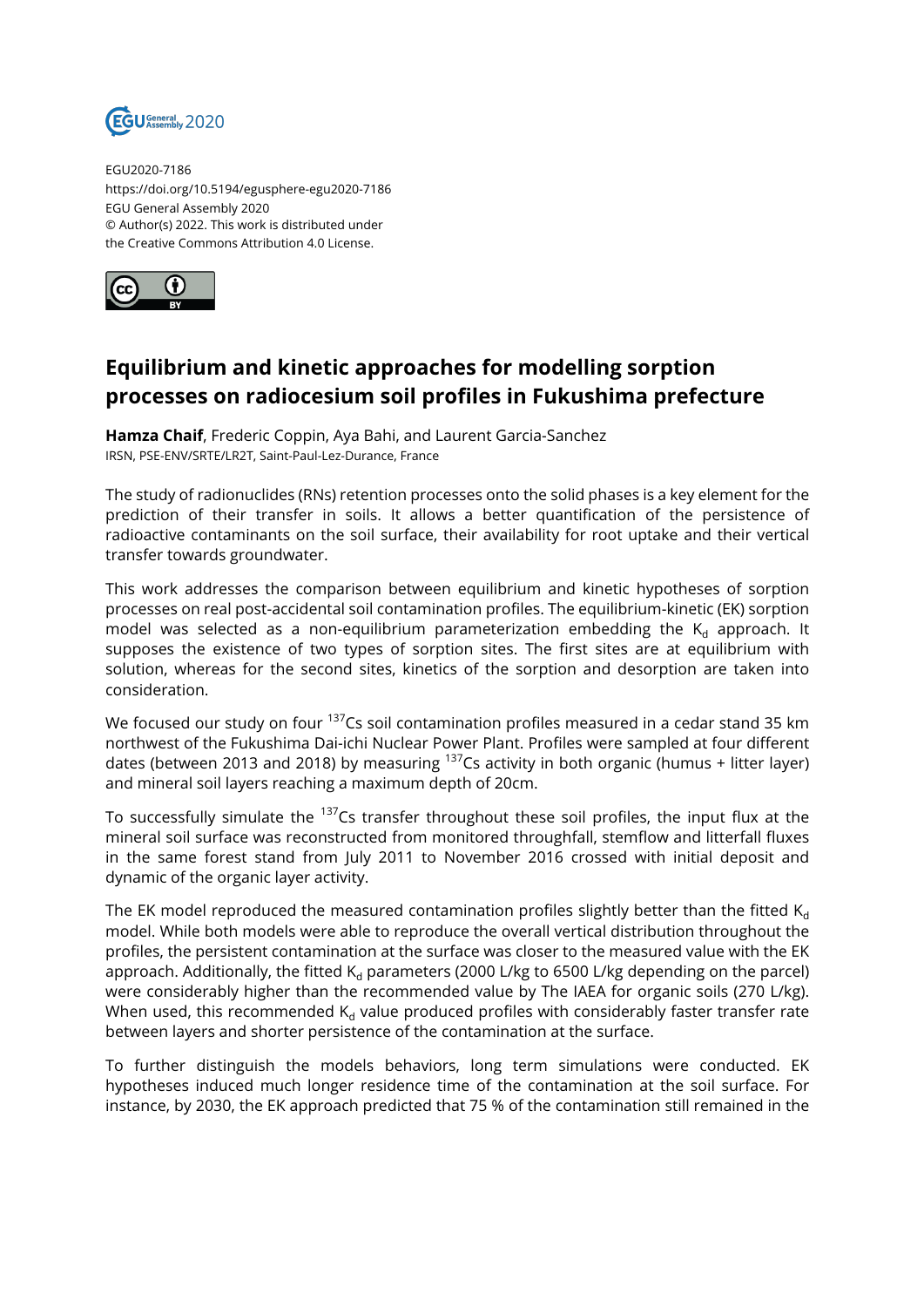EGU2020-7186
https://doi.org/10.5194/egusphere-egu2020-7186
EGU General Assembly 2020
© Author(s) 2022. This work is distributed under
the Creative Commons Attribution 4.0 License.

# Equilibrium and kinetic approaches for modelling sorption processes on radiocesium soil profiles in Fukushima prefecture

**Hamza Chaif**, Frederic Coppin, Aya Bahi, and Laurent Garcia-Sanchez
IRSN, PSE-ENV/SRTE/LR2T, Saint-Paul-Lez-Durance, France

The study of radionuclides (RNs) retention processes onto the solid phases is a key element for the prediction of their transfer in soils. It allows a better quantification of the persistence of radioactive contaminants on the soil surface, their availability for root uptake and their vertical transfer towards groundwater.

This work addresses the comparison between equilibrium and kinetic hypotheses of sorption processes on real post-accidental soil contamination profiles. The equilibrium-kinetic (EK) sorption model was selected as a non-equilibrium parameterization embedding the $K_d$ approach. It supposes the existence of two types of sorption sites. The first sites are at equilibrium with solution, whereas for the second sites, kinetics of the sorption and desorption are taken into consideration.

We focused our study on four $^{137}$Cs soil contamination profiles measured in a cedar stand 35 km northwest of the Fukushima Dai-ichi Nuclear Power Plant. Profiles were sampled at four different dates (between 2013 and 2018) by measuring $^{137}$Cs activity in both organic (humus + litter layer) and mineral soil layers reaching a maximum depth of 20cm.

To successfully simulate the $^{137}$Cs transfer throughout these soil profiles, the input flux at the mineral soil surface was reconstructed from monitored throughfall, stemflow and litterfall fluxes in the same forest stand from July 2011 to November 2016 crossed with initial deposit and dynamic of the organic layer activity.

The EK model reproduced the measured contamination profiles slightly better than the fitted $K_d$ model. While both models were able to reproduce the overall vertical distribution throughout the profiles, the persistent contamination at the surface was closer to the measured value with the EK approach. Additionally, the fitted $K_d$ parameters (2000 L/kg to 6500 L/kg depending on the parcel) were considerably higher than the recommended value by The IAEA for organic soils (270 L/kg). When used, this recommended $K_d$ value produced profiles with considerably faster transfer rate between layers and shorter persistence of the contamination at the surface.

To further distinguish the models behaviors, long term simulations were conducted. EK hypotheses induced much longer residence time of the contamination at the soil surface. For instance, by 2030, the EK approach predicted that 75 % of the contamination still remained in the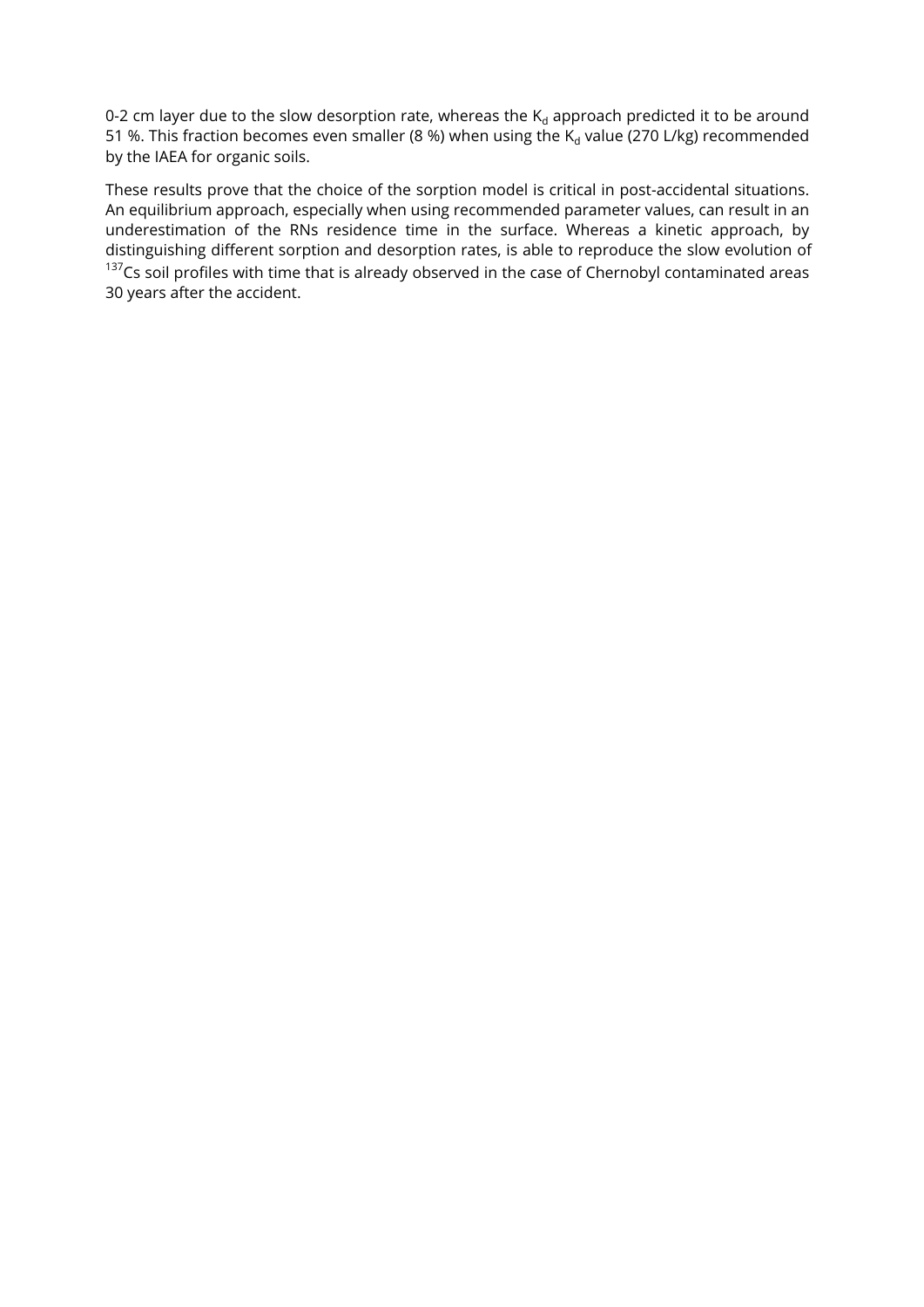0-2 cm layer due to the slow desorption rate, whereas the $K_d$ approach predicted it to be around 51 %. This fraction becomes even smaller (8 %) when using the $K_d$ value (270 L/kg) recommended by the IAEA for organic soils.

These results prove that the choice of the sorption model is critical in post-accidental situations. An equilibrium approach, especially when using recommended parameter values, can result in an underestimation of the RNs residence time in the surface. Whereas a kinetic approach, by distinguishing different sorption and desorption rates, is able to reproduce the slow evolution of $^{137}$Cs soil profiles with time that is already observed in the case of Chernobyl contaminated areas 30 years after the accident.